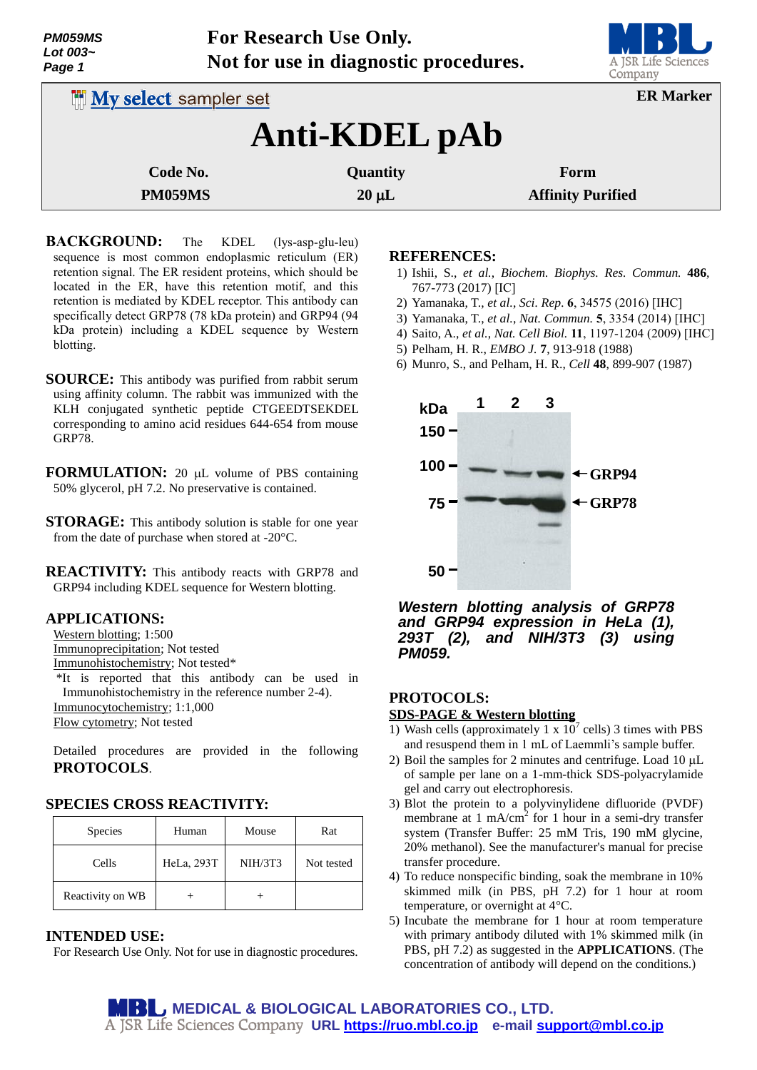**For Research Use Only.**
**Not for use in diagnostic procedures.**

My select sampler set

**ER Marker**

# Anti-KDEL pAb

| Code No. | Quantity | Form |
|---|---|---|
| PM059MS | 20 μL | Affinity Purified |

**BACKGROUND:** The KDEL (lys-asp-glu-leu) sequence is most common endoplasmic reticulum (ER) retention signal. The ER resident proteins, which should be located in the ER, have this retention motif, and this retention is mediated by KDEL receptor. This antibody can specifically detect GRP78 (78 kDa protein) and GRP94 (94 kDa protein) including a KDEL sequence by Western blotting.

**SOURCE:** This antibody was purified from rabbit serum using affinity column. The rabbit was immunized with the KLH conjugated synthetic peptide CTGEEDTSEKDEL corresponding to amino acid residues 644-654 from mouse GRP78.

**FORMULATION:** 20 μL volume of PBS containing 50% glycerol, pH 7.2. No preservative is contained.

**STORAGE:** This antibody solution is stable for one year from the date of purchase when stored at -20°C.

**REACTIVITY:** This antibody reacts with GRP78 and GRP94 including KDEL sequence for Western blotting.

## APPLICATIONS:

Western blotting; 1:500
Immunoprecipitation; Not tested
Immunohistochemistry; Not tested*
*It is reported that this antibody can be used in Immunohistochemistry in the reference number 2-4).
Immunocytochemistry; 1:1,000
Flow cytometry; Not tested

Detailed procedures are provided in the following **PROTOCOLS**.

## SPECIES CROSS REACTIVITY:

| Species | Human | Mouse | Rat |
|---|---|---|---|
| Cells | HeLa, 293T | NIH/3T3 | Not tested |
| Reactivity on WB | + | + | |

## INTENDED USE:

For Research Use Only. Not for use in diagnostic procedures.

## REFERENCES:

1) Ishii, S., *et al., Biochem. Biophys. Res. Commun.* **486**, 767-773 (2017) [IC]
2) Yamanaka, T., *et al., Sci. Rep.* **6**, 34575 (2016) [IHC]
3) Yamanaka, T., *et al., Nat. Commun.* **5**, 3354 (2014) [IHC]
4) Saito, A., *et al., Nat. Cell Biol.* **11**, 1197-1204 (2009) [IHC]
5) Pelham, H. R., *EMBO J.* **7**, 913-918 (1988)
6) Munro, S., and Pelham, H. R., *Cell* **48**, 899-907 (1987)

***Western blotting analysis of GRP78 and GRP94 expression in HeLa (1), 293T (2), and NIH/3T3 (3) using PM059.***

## PROTOCOLS:

### SDS-PAGE & Western blotting

1) Wash cells (approximately 1 x $10^7$ cells) 3 times with PBS and resuspend them in 1 mL of Laemmli's sample buffer.
2) Boil the samples for 2 minutes and centrifuge. Load 10 μL of sample per lane on a 1-mm-thick SDS-polyacrylamide gel and carry out electrophoresis.
3) Blot the protein to a polyvinylidene difluoride (PVDF) membrane at 1 mA/$cm^2$ for 1 hour in a semi-dry transfer system (Transfer Buffer: 25 mM Tris, 190 mM glycine, 20% methanol). See the manufacturer's manual for precise transfer procedure.
4) To reduce nonspecific binding, soak the membrane in 10% skimmed milk (in PBS, pH 7.2) for 1 hour at room temperature, or overnight at 4°C.
5) Incubate the membrane for 1 hour at room temperature with primary antibody diluted with 1% skimmed milk (in PBS, pH 7.2) as suggested in the **APPLICATIONS**. (The concentration of antibody will depend on the conditions.)

**MEDICAL & BIOLOGICAL LABORATORIES CO., LTD.**
A JSR Life Sciences Company **URL https://ruo.mbl.co.jp e-mail support@mbl.co.jp**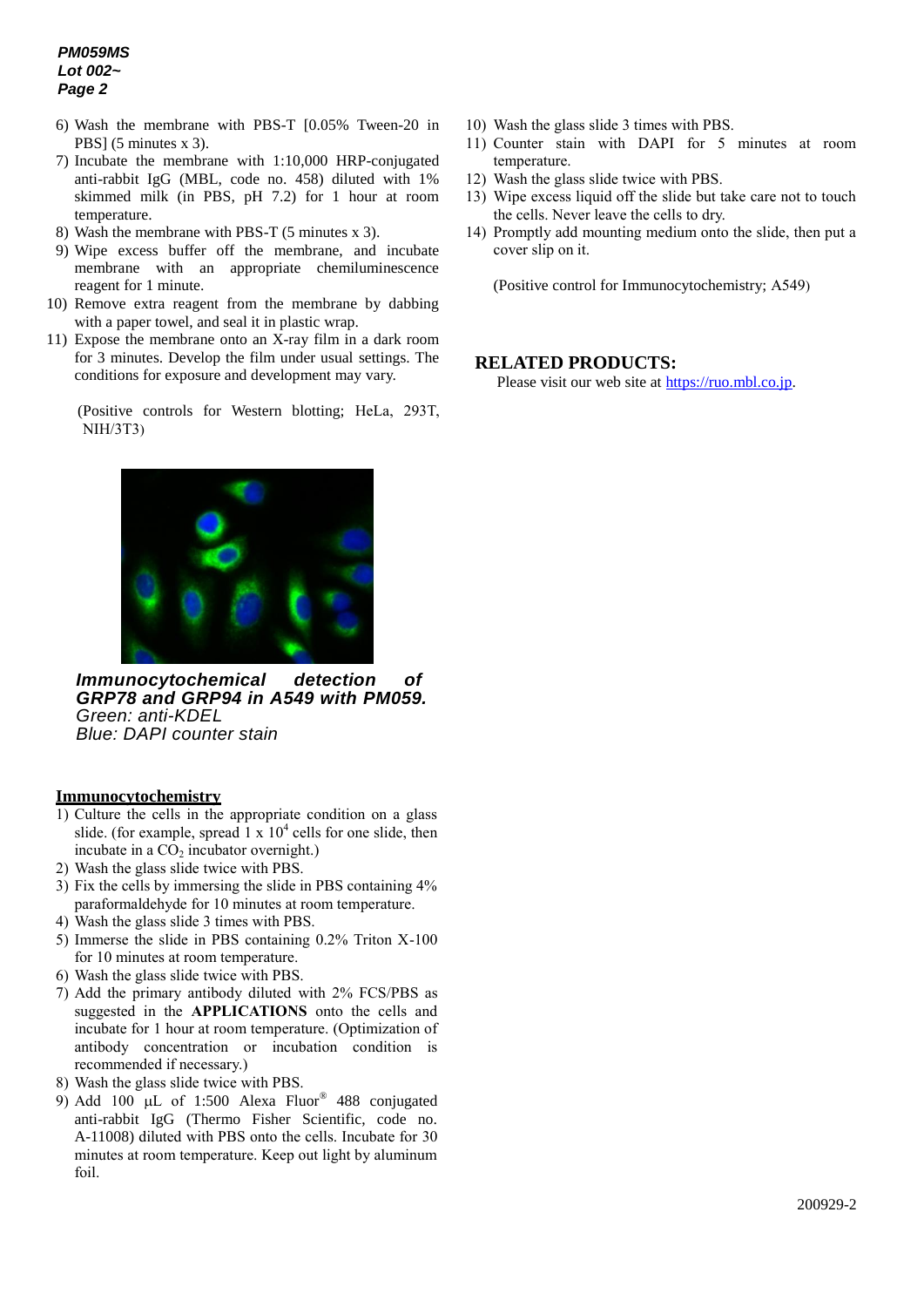6) Wash the membrane with PBS-T [0.05% Tween-20 in PBS] (5 minutes x 3).
7) Incubate the membrane with 1:10,000 HRP-conjugated anti-rabbit IgG (MBL, code no. 458) diluted with 1% skimmed milk (in PBS, pH 7.2) for 1 hour at room temperature.
8) Wash the membrane with PBS-T (5 minutes x 3).
9) Wipe excess buffer off the membrane, and incubate membrane with an appropriate chemiluminescence reagent for 1 minute.
10) Remove extra reagent from the membrane by dabbing with a paper towel, and seal it in plastic wrap.
11) Expose the membrane onto an X-ray film in a dark room for 3 minutes. Develop the film under usual settings. The conditions for exposure and development may vary.

(Positive controls for Western blotting; HeLa, 293T, NIH/3T3)

***Immunocytochemical detection of GRP78 and GRP94 in A549 with PM059.***
*Green: anti-KDEL*
*Blue: DAPI counter stain*

**Immunocytochemistry**

1) Culture the cells in the appropriate condition on a glass slide. (for example, spread 1 x $10^4$ cells for one slide, then incubate in a $CO_2$ incubator overnight.)
2) Wash the glass slide twice with PBS.
3) Fix the cells by immersing the slide in PBS containing 4% paraformaldehyde for 10 minutes at room temperature.
4) Wash the glass slide 3 times with PBS.
5) Immerse the slide in PBS containing 0.2% Triton X-100 for 10 minutes at room temperature.
6) Wash the glass slide twice with PBS.
7) Add the primary antibody diluted with 2% FCS/PBS as suggested in the **APPLICATIONS** onto the cells and incubate for 1 hour at room temperature. (Optimization of antibody concentration or incubation condition is recommended if necessary.)
8) Wash the glass slide twice with PBS.
9) Add 100 µL of 1:500 Alexa Fluor® 488 conjugated anti-rabbit IgG (Thermo Fisher Scientific, code no. A-11008) diluted with PBS onto the cells. Incubate for 30 minutes at room temperature. Keep out light by aluminum foil.
10) Wash the glass slide 3 times with PBS.
11) Counter stain with DAPI for 5 minutes at room temperature.
12) Wash the glass slide twice with PBS.
13) Wipe excess liquid off the slide but take care not to touch the cells. Never leave the cells to dry.
14) Promptly add mounting medium onto the slide, then put a cover slip on it.

(Positive control for Immunocytochemistry; A549)

## RELATED PRODUCTS:

Please visit our web site at https://ruo.mbl.co.jp.